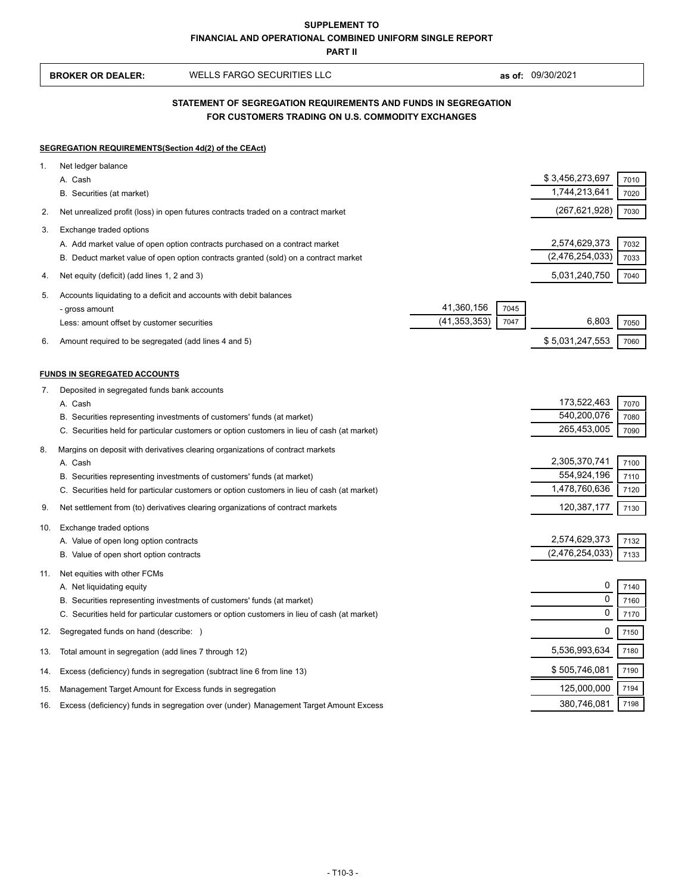**SUPPLEMENT TO**
**FINANCIAL AND OPERATIONAL COMBINED UNIFORM SINGLE REPORT**
**PART II**

**BROKER OR DEALER:** WELLS FARGO SECURITIES LLC **as of:** 09/30/2021

## STATEMENT OF SEGREGATION REQUIREMENTS AND FUNDS IN SEGREGATION FOR CUSTOMERS TRADING ON U.S. COMMODITY EXCHANGES

**SEGREGATION REQUIREMENTS(Section 4d(2) of the CEAct)**

| | | | | | |
|---|---|---|---|---|---|
| 1. | Net ledger balance | | | | |
| | A. Cash | | | $ 3,456,273,697 | 7010 |
| | B. Securities (at market) | | | 1,744,213,641 | 7020 |
| 2. | Net unrealized profit (loss) in open futures contracts traded on a contract market | | | (267,621,928) | 7030 |
| 3. | Exchange traded options | | | | |
| | A. Add market value of open option contracts purchased on a contract market | | | 2,574,629,373 | 7032 |
| | B. Deduct market value of open option contracts granted (sold) on a contract market | | | (2,476,254,033) | 7033 |
| 4. | Net equity (deficit) (add lines 1, 2 and 3) | | | 5,031,240,750 | 7040 |
| 5. | Accounts liquidating to a deficit and accounts with debit balances | | | | |
| | - gross amount | 41,360,156 | 7045 | | |
| | Less: amount offset by customer securities | (41,353,353) | 7047 | 6,803 | 7050 |
| 6. | Amount required to be segregated (add lines 4 and 5) | | | $ 5,031,247,553 | 7060 |

**FUNDS IN SEGREGATED ACCOUNTS**

| | | | |
|---|---|---|---|
| 7. | Deposited in segregated funds bank accounts | | |
| | A. Cash | 173,522,463 | 7070 |
| | B. Securities representing investments of customers' funds (at market) | 540,200,076 | 7080 |
| | C. Securities held for particular customers or option customers in lieu of cash (at market) | 265,453,005 | 7090 |
| 8. | Margins on deposit with derivatives clearing organizations of contract markets | | |
| | A. Cash | 2,305,370,741 | 7100 |
| | B. Securities representing investments of customers' funds (at market) | 554,924,196 | 7110 |
| | C. Securities held for particular customers or option customers in lieu of cash (at market) | 1,478,760,636 | 7120 |
| 9. | Net settlement from (to) derivatives clearing organizations of contract markets | 120,387,177 | 7130 |
| 10. | Exchange traded options | | |
| | A. Value of open long option contracts | 2,574,629,373 | 7132 |
| | B. Value of open short option contracts | (2,476,254,033) | 7133 |
| 11. | Net equities with other FCMs | | |
| | A. Net liquidating equity | 0 | 7140 |
| | B. Securities representing investments of customers' funds (at market) | 0 | 7160 |
| | C. Securities held for particular customers or option customers in lieu of cash (at market) | 0 | 7170 |
| 12. | Segregated funds on hand (describe: ) | 0 | 7150 |
| 13. | Total amount in segregation (add lines 7 through 12) | 5,536,993,634 | 7180 |
| 14. | Excess (deficiency) funds in segregation (subtract line 6 from line 13) | $ 505,746,081 | 7190 |
| 15. | Management Target Amount for Excess funds in segregation | 125,000,000 | 7194 |
| 16. | Excess (deficiency) funds in segregation over (under) Management Target Amount Excess | 380,746,081 | 7198 |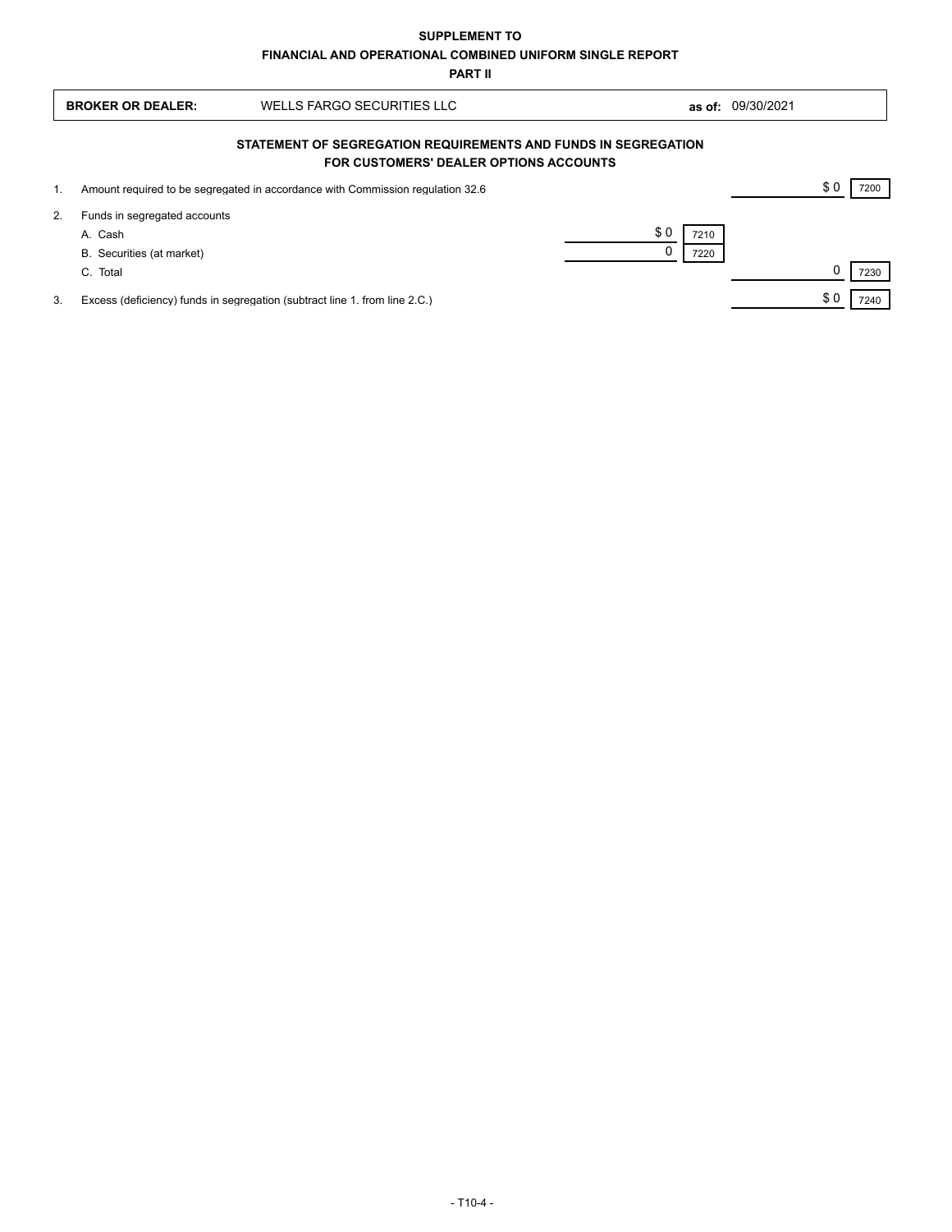**SUPPLEMENT TO**

**FINANCIAL AND OPERATIONAL COMBINED UNIFORM SINGLE REPORT**

**PART II**

**BROKER OR DEALER:** WELLS FARGO SECURITIES LLC **as of:** 09/30/2021

## STATEMENT OF SEGREGATION REQUIREMENTS AND FUNDS IN SEGREGATION FOR CUSTOMERS' DEALER OPTIONS ACCOUNTS

| | | | | | |
|---|---|---|---|---|---|
| 1. | Amount required to be segregated in accordance with Commission regulation 32.6 | | | $ 0 | 7200 |
| 2. | Funds in segregated accounts | | | | |
| | A. Cash | $ 0 | 7210 | | |
| | B. Securities (at market) | 0 | 7220 | | |
| | C. Total | | | 0 | 7230 |
| 3. | Excess (deficiency) funds in segregation (subtract line 1. from line 2.C.) | | | $ 0 | 7240 |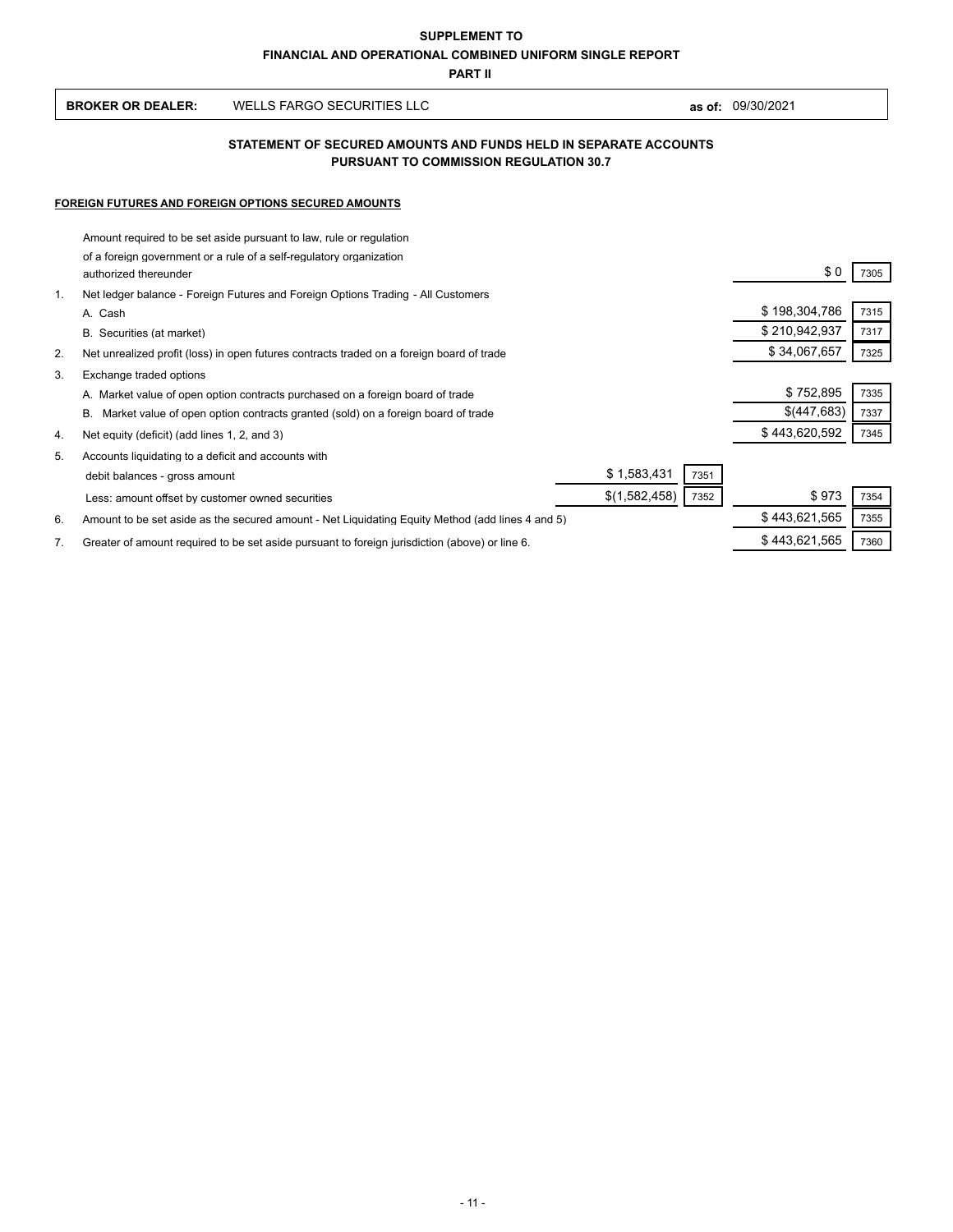**SUPPLEMENT TO**

**FINANCIAL AND OPERATIONAL COMBINED UNIFORM SINGLE REPORT**

**PART II**

**BROKER OR DEALER:** WELLS FARGO SECURITIES LLC **as of:** 09/30/2021

## STATEMENT OF SECURED AMOUNTS AND FUNDS HELD IN SEPARATE ACCOUNTS PURSUANT TO COMMISSION REGULATION 30.7

**FOREIGN FUTURES AND FOREIGN OPTIONS SECURED AMOUNTS**

| | | | | | |
|---|---|---|---|---|---|
| | Amount required to be set aside pursuant to law, rule or regulation of a foreign government or a rule of a self-regulatory organization authorized thereunder | | | $ 0 | 7305 |
| 1. | Net ledger balance - Foreign Futures and Foreign Options Trading - All Customers | | | | |
| | A. Cash | | | $ 198,304,786 | 7315 |
| | B. Securities (at market) | | | $ 210,942,937 | 7317 |
| 2. | Net unrealized profit (loss) in open futures contracts traded on a foreign board of trade | | | $ 34,067,657 | 7325 |
| 3. | Exchange traded options | | | | |
| | A. Market value of open option contracts purchased on a foreign board of trade | | | $ 752,895 | 7335 |
| | B. Market value of open option contracts granted (sold) on a foreign board of trade | | | $(447,683) | 7337 |
| 4. | Net equity (deficit) (add lines 1, 2, and 3) | | | $ 443,620,592 | 7345 |
| 5. | Accounts liquidating to a deficit and accounts with debit balances - gross amount | $ 1,583,431 | 7351 | | |
| | Less: amount offset by customer owned securities | $(1,582,458) | 7352 | $ 973 | 7354 |
| 6. | Amount to be set aside as the secured amount - Net Liquidating Equity Method (add lines 4 and 5) | | | $ 443,621,565 | 7355 |
| 7. | Greater of amount required to be set aside pursuant to foreign jurisdiction (above) or line 6. | | | $ 443,621,565 | 7360 |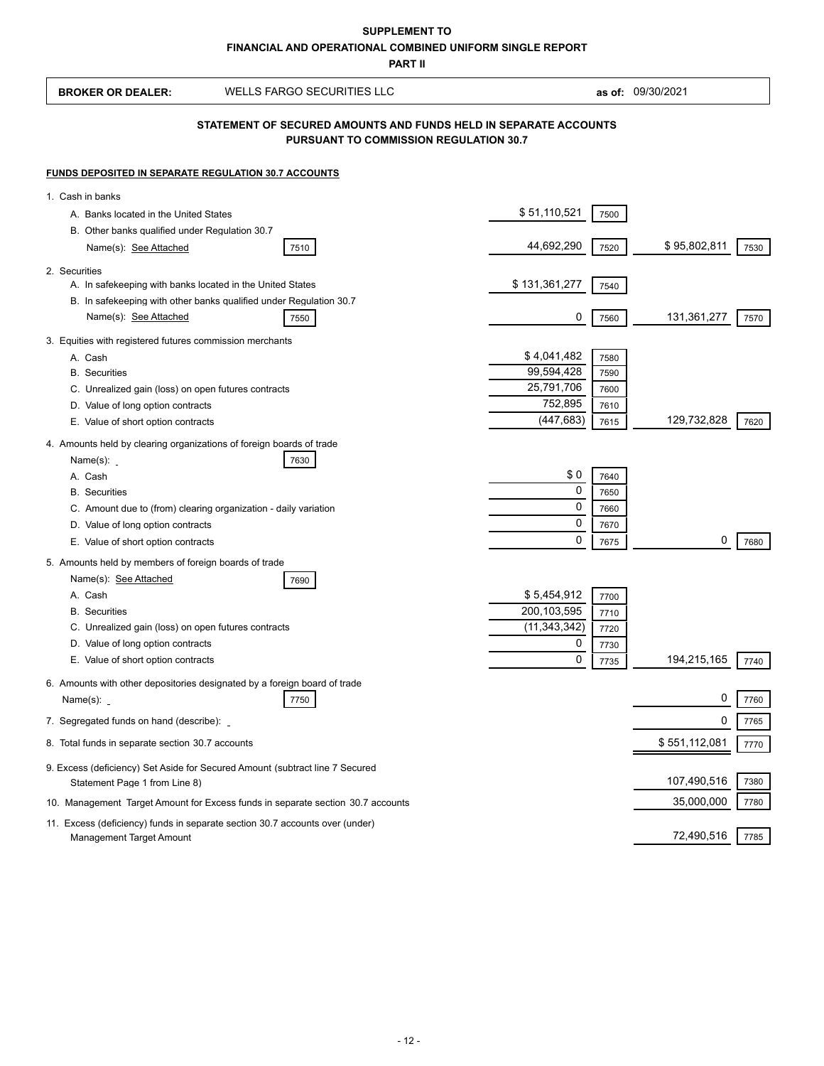**SUPPLEMENT TO**

**FINANCIAL AND OPERATIONAL COMBINED UNIFORM SINGLE REPORT**

**PART II**

**BROKER OR DEALER:** WELLS FARGO SECURITIES LLC **as of:** 09/30/2021

## STATEMENT OF SECURED AMOUNTS AND FUNDS HELD IN SEPARATE ACCOUNTS PURSUANT TO COMMISSION REGULATION 30.7

**FUNDS DEPOSITED IN SEPARATE REGULATION 30.7 ACCOUNTS**

| | | | | |
|---|---|---|---|---|
| 1. Cash in banks | | | | |
| A. Banks located in the United States | $ 51,110,521 | 7500 | | |
| B. Other banks qualified under Regulation 30.7 Name(s): See Attached [7510] | 44,692,290 | 7520 | $ 95,802,811 | 7530 |
| 2. Securities | | | | |
| A. In safekeeping with banks located in the United States | $ 131,361,277 | 7540 | | |
| B. In safekeeping with other banks qualified under Regulation 30.7 Name(s): See Attached [7550] | 0 | 7560 | 131,361,277 | 7570 |
| 3. Equities with registered futures commission merchants | | | | |
| A. Cash | $ 4,041,482 | 7580 | | |
| B. Securities | 99,594,428 | 7590 | | |
| C. Unrealized gain (loss) on open futures contracts | 25,791,706 | 7600 | | |
| D. Value of long option contracts | 752,895 | 7610 | | |
| E. Value of short option contracts | (447,683) | 7615 | 129,732,828 | 7620 |
| 4. Amounts held by clearing organizations of foreign boards of trade Name(s): [7630] | | | | |
| A. Cash | $ 0 | 7640 | | |
| B. Securities | 0 | 7650 | | |
| C. Amount due to (from) clearing organization - daily variation | 0 | 7660 | | |
| D. Value of long option contracts | 0 | 7670 | | |
| E. Value of short option contracts | 0 | 7675 | 0 | 7680 |
| 5. Amounts held by members of foreign boards of trade Name(s): See Attached [7690] | | | | |
| A. Cash | $ 5,454,912 | 7700 | | |
| B. Securities | 200,103,595 | 7710 | | |
| C. Unrealized gain (loss) on open futures contracts | (11,343,342) | 7720 | | |
| D. Value of long option contracts | 0 | 7730 | | |
| E. Value of short option contracts | 0 | 7735 | 194,215,165 | 7740 |
| 6. Amounts with other depositories designated by a foreign board of trade Name(s): [7750] | | | 0 | 7760 |
| 7. Segregated funds on hand (describe): | | | 0 | 7765 |
| 8. Total funds in separate section 30.7 accounts | | | $ 551,112,081 | 7770 |
| 9. Excess (deficiency) Set Aside for Secured Amount (subtract line 7 Secured Statement Page 1 from Line 8) | | | 107,490,516 | 7380 |
| 10. Management Target Amount for Excess funds in separate section 30.7 accounts | | | 35,000,000 | 7780 |
| 11. Excess (deficiency) funds in separate section 30.7 accounts over (under) Management Target Amount | | | 72,490,516 | 7785 |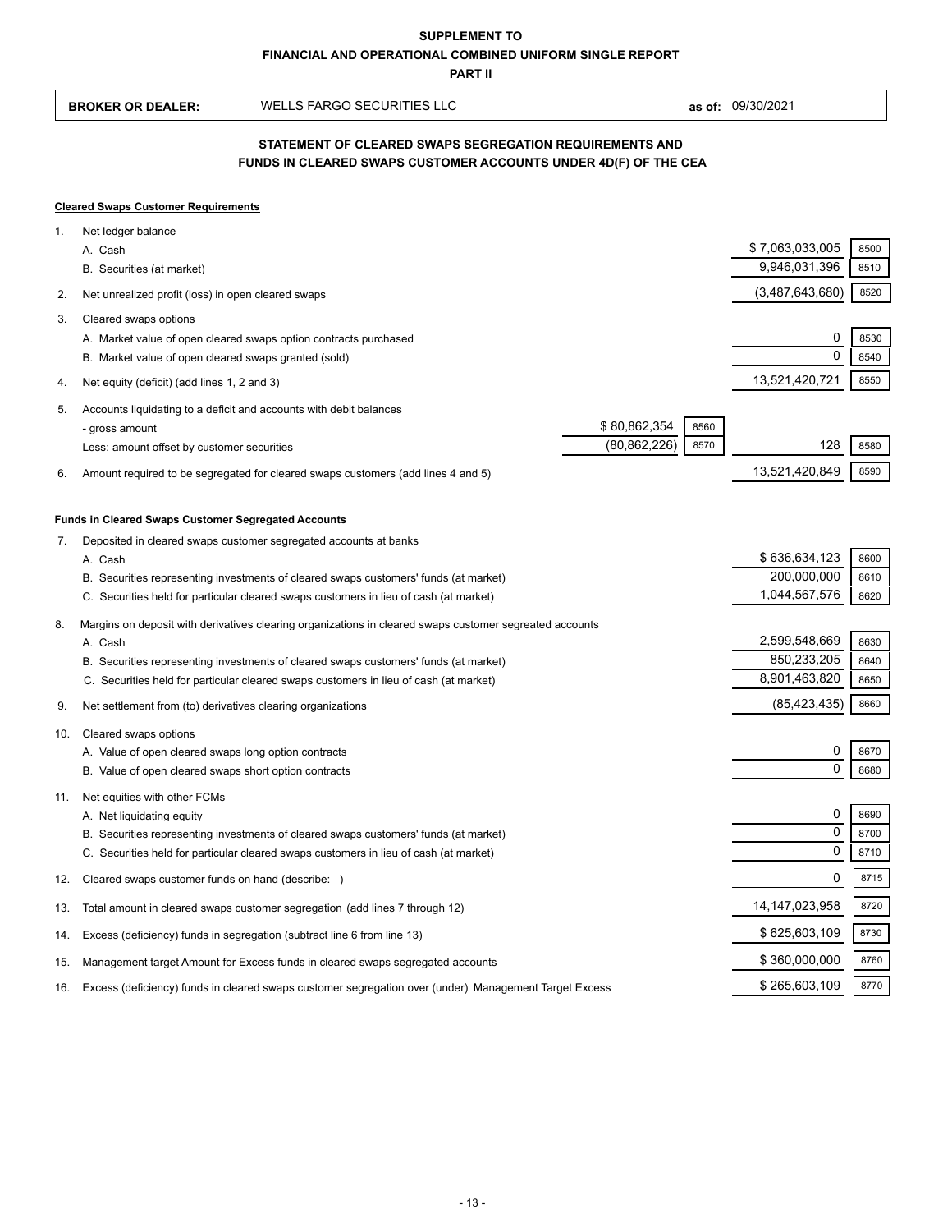**SUPPLEMENT TO**

**FINANCIAL AND OPERATIONAL COMBINED UNIFORM SINGLE REPORT**

**PART II**

| | | | |
|---|---|---|---|
| **BROKER OR DEALER:** | WELLS FARGO SECURITIES LLC | **as of:** | 09/30/2021 |

## STATEMENT OF CLEARED SWAPS SEGREGATION REQUIREMENTS AND FUNDS IN CLEARED SWAPS CUSTOMER ACCOUNTS UNDER 4D(F) OF THE CEA

**Cleared Swaps Customer Requirements**

| | | | | | |
|---|---|---|---|---|---|
| 1. | Net ledger balance | | | | |
| | A. Cash | | | $ 7,063,033,005 | 8500 |
| | B. Securities (at market) | | | 9,946,031,396 | 8510 |
| 2. | Net unrealized profit (loss) in open cleared swaps | | | (3,487,643,680) | 8520 |
| 3. | Cleared swaps options | | | | |
| | A. Market value of open cleared swaps option contracts purchased | | | 0 | 8530 |
| | B. Market value of open cleared swaps granted (sold) | | | 0 | 8540 |
| 4. | Net equity (deficit) (add lines 1, 2 and 3) | | | 13,521,420,721 | 8550 |
| 5. | Accounts liquidating to a deficit and accounts with debit balances | | | | |
| | - gross amount | $ 80,862,354 | 8560 | | |
| | Less: amount offset by customer securities | (80,862,226) | 8570 | 128 | 8580 |
| 6. | Amount required to be segregated for cleared swaps customers (add lines 4 and 5) | | | 13,521,420,849 | 8590 |

**Funds in Cleared Swaps Customer Segregated Accounts**

| | | | |
|---|---|---|---|
| 7. | Deposited in cleared swaps customer segregated accounts at banks | | |
| | A. Cash | $ 636,634,123 | 8600 |
| | B. Securities representing investments of cleared swaps customers' funds (at market) | 200,000,000 | 8610 |
| | C. Securities held for particular cleared swaps customers in lieu of cash (at market) | 1,044,567,576 | 8620 |
| 8. | Margins on deposit with derivatives clearing organizations in cleared swaps customer segreated accounts | | |
| | A. Cash | 2,599,548,669 | 8630 |
| | B. Securities representing investments of cleared swaps customers' funds (at market) | 850,233,205 | 8640 |
| | C. Securities held for particular cleared swaps customers in lieu of cash (at market) | 8,901,463,820 | 8650 |
| 9. | Net settlement from (to) derivatives clearing organizations | (85,423,435) | 8660 |
| 10. | Cleared swaps options | | |
| | A. Value of open cleared swaps long option contracts | 0 | 8670 |
| | B. Value of open cleared swaps short option contracts | 0 | 8680 |
| 11. | Net equities with other FCMs | | |
| | A. Net liquidating equity | 0 | 8690 |
| | B. Securities representing investments of cleared swaps customers' funds (at market) | 0 | 8700 |
| | C. Securities held for particular cleared swaps customers in lieu of cash (at market) | 0 | 8710 |
| 12. | Cleared swaps customer funds on hand (describe: ) | 0 | 8715 |
| 13. | Total amount in cleared swaps customer segregation (add lines 7 through 12) | 14,147,023,958 | 8720 |
| 14. | Excess (deficiency) funds in segregation (subtract line 6 from line 13) | $ 625,603,109 | 8730 |
| 15. | Management target Amount for Excess funds in cleared swaps segregated accounts | $ 360,000,000 | 8760 |
| 16. | Excess (deficiency) funds in cleared swaps customer segregation over (under) Management Target Excess | $ 265,603,109 | 8770 |